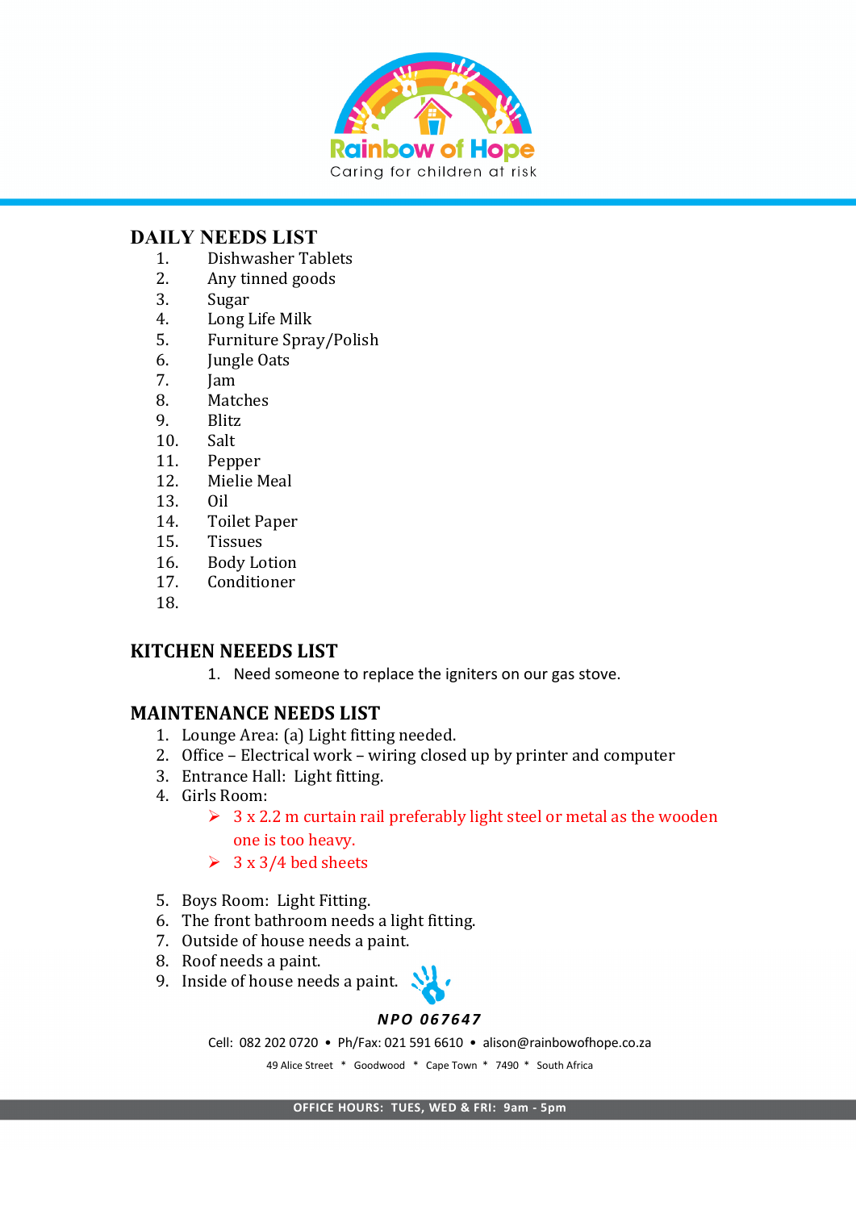Rainbow of Hope

Caring for children at risk

## DAILY NEEDS LIST

1. Dishwasher Tablets
2. Any tinned goods
3. Sugar
4. Long Life Milk
5. Furniture Spray/Polish
6. Jungle Oats
7. Jam
8. Matches
9. Blitz
10. Salt
11. Pepper
12. Mielie Meal
13. Oil
14. Toilet Paper
15. Tissues
16. Body Lotion
17. Conditioner
18.

## KITCHEN NEEEDS LIST

1. Need someone to replace the igniters on our gas stove.

## MAINTENANCE NEEDS LIST

1. Lounge Area: (a) Light fitting needed.
2. Office – Electrical work – wiring closed up by printer and computer
3. Entrance Hall: Light fitting.
4. Girls Room:
   - 3 x 2.2 m curtain rail preferably light steel or metal as the wooden one is too heavy.
   - 3 x 3/4 bed sheets
5. Boys Room: Light Fitting.
6. The front bathroom needs a light fitting.
7. Outside of house needs a paint.
8. Roof needs a paint.
9. Inside of house needs a paint.

***NPO 067647***

Cell: 082 202 0720 • Ph/Fax: 021 591 6610 • alison@rainbowofhope.co.za

49 Alice Street * Goodwood * Cape Town * 7490 * South Africa

**OFFICE HOURS: TUES, WED & FRI: 9am - 5pm**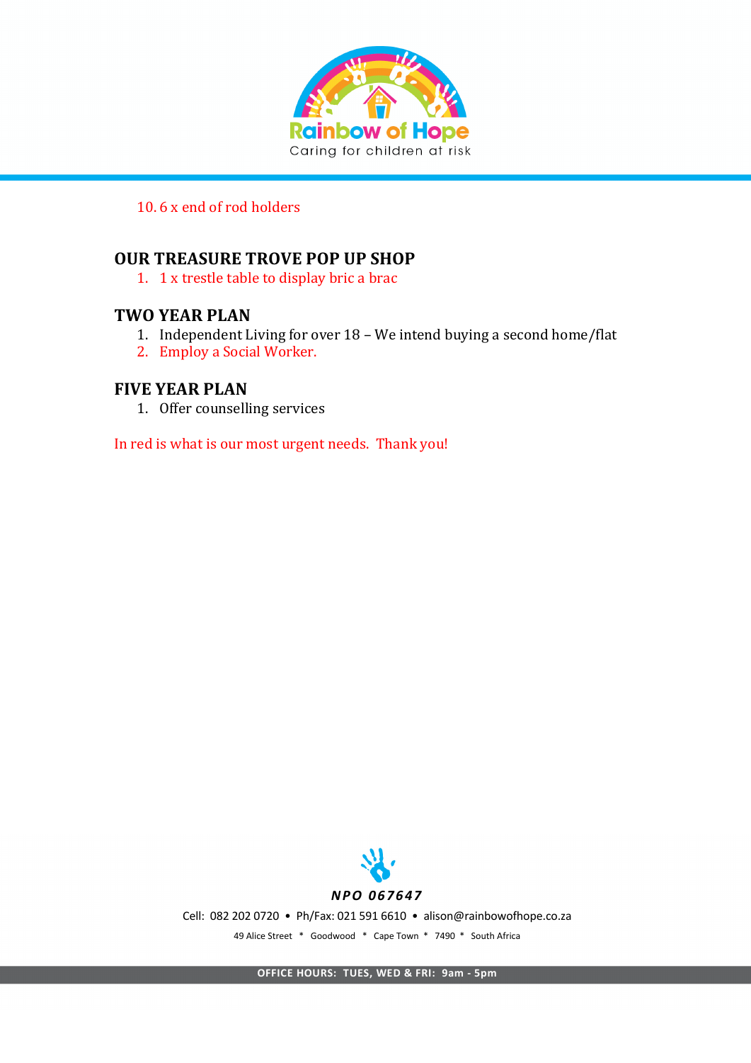10. 6 x end of rod holders

## OUR TREASURE TROVE POP UP SHOP

1. 1 x trestle table to display bric a brac

## TWO YEAR PLAN

1. Independent Living for over 18 – We intend buying a second home/flat
2. Employ a Social Worker.

## FIVE YEAR PLAN

1. Offer counselling services

In red is what is our most urgent needs. Thank you!